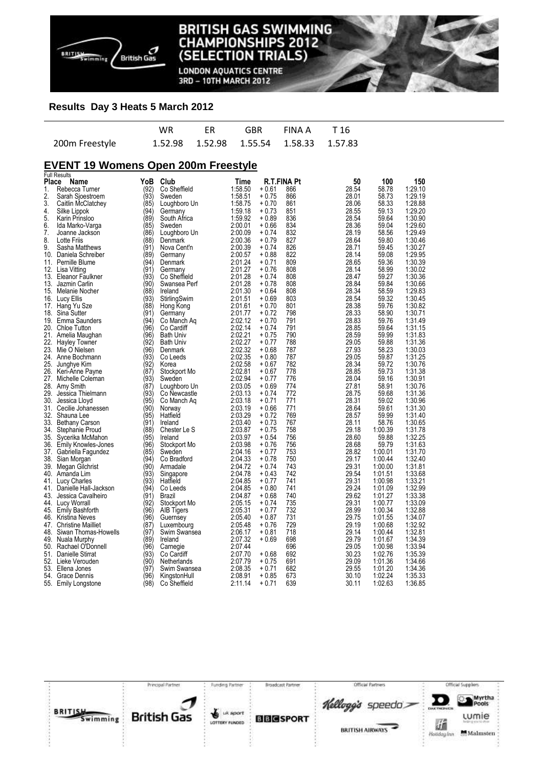# BRITISH GAS SWIMMING CHAMPIONSHIPS 2012 (SELECTION TRIALS)

LONDON AQUATICS CENTRE
3RD – 10TH MARCH 2012

## Results Day 3 Heats 5 March 2012

| | WR | ER | GBR | FINA A | T 16 |
|---|---|---|---|---|---|
| 200m Freestyle | 1.52.98 | 1.52.98 | 1.55.54 | 1.58.33 | 1.57.83 |

## EVENT 19 Womens Open 200m Freestyle

Full Results

| Place | Name | YoB | Club | Time | R.T. | FINA Pt | 50 | 100 | 150 |
|---|---|---|---|---|---|---|---|---|---|
| 1. | Rebecca Turner | (92) | Co Sheffield | 1:58.50 | + 0.61 | 866 | 28.54 | 58.78 | 1:29.10 |
| 2. | Sarah Sjoestroem | (93) | Sweden | 1:58.51 | + 0.75 | 866 | 28.01 | 58.73 | 1:29.19 |
| 3. | Caitlin McClatchey | (85) | Loughboro Un | 1:58.75 | + 0.70 | 861 | 28.06 | 58.33 | 1:28.88 |
| 4. | Silke Lippok | (94) | Germany | 1:59.18 | + 0.73 | 851 | 28.55 | 59.13 | 1:29.20 |
| 5. | Karin Prinsloo | (89) | South Africa | 1:59.92 | + 0.89 | 836 | 28.54 | 59.64 | 1:30.90 |
| 6. | Ida Marko-Varga | (85) | Sweden | 2:00.01 | + 0.66 | 834 | 28.36 | 59.04 | 1:29.60 |
| 7. | Joanne Jackson | (86) | Loughboro Un | 2:00.09 | + 0.74 | 832 | 28.19 | 58.56 | 1:29.49 |
| 8. | Lotte Friis | (88) | Denmark | 2:00.36 | + 0.79 | 827 | 28.64 | 59.80 | 1:30.46 |
| 9. | Sasha Matthews | (91) | Nova Cent'n | 2:00.39 | + 0.74 | 826 | 28.71 | 59.45 | 1:30.27 |
| 10. | Daniela Schreiber | (89) | Germany | 2:00.57 | + 0.88 | 822 | 28.14 | 59.08 | 1:29.95 |
| 11. | Pernille Blume | (94) | Denmark | 2:01.24 | + 0.71 | 809 | 28.65 | 59.36 | 1:30.39 |
| 12. | Lisa Vitting | (91) | Germany | 2:01.27 | + 0.76 | 808 | 28.14 | 58.99 | 1:30.02 |
| 13. | Eleanor Faulkner | (93) | Co Sheffield | 2:01.28 | + 0.74 | 808 | 28.47 | 59.27 | 1:30.36 |
| 13. | Jazmin Carlin | (90) | Swansea Perf | 2:01.28 | + 0.78 | 808 | 28.84 | 59.84 | 1:30.66 |
| 15. | Melanie Nocher | (88) | Ireland | 2:01.30 | + 0.64 | 808 | 28.34 | 58.59 | 1:29.83 |
| 16. | Lucy Ellis | (93) | StirlingSwim | 2:01.51 | + 0.69 | 803 | 28.54 | 59.32 | 1:30.45 |
| 17. | Hang Yu Sze | (88) | Hong Kong | 2:01.61 | + 0.70 | 801 | 28.38 | 59.76 | 1:30.82 |
| 18. | Sina Sutter | (91) | Germany | 2:01.77 | + 0.72 | 798 | 28.33 | 58.90 | 1:30.71 |
| 19. | Emma Saunders | (94) | Co Manch Aq | 2:02.12 | + 0.70 | 791 | 28.83 | 59.76 | 1:31.49 |
| 20. | Chloe Tutton | (96) | Co Cardiff | 2:02.14 | + 0.74 | 791 | 28.85 | 59.64 | 1:31.15 |
| 21. | Amelia Maughan | (96) | Bath Univ | 2:02.21 | + 0.73 | 790 | 28.59 | 59.99 | 1:31.83 |
| 22. | Hayley Towner | (92) | Bath Univ | 2:02.27 | + 0.77 | 788 | 29.05 | 59.88 | 1:31.36 |
| 23. | Mie O Nielsen | (96) | Denmark | 2:02.32 | + 0.68 | 787 | 27.93 | 58.23 | 1:30.03 |
| 24. | Anne Bochmann | (93) | Co Leeds | 2:02.35 | + 0.80 | 787 | 29.05 | 59.87 | 1:31.25 |
| 25. | Junghye Kim | (92) | Korea | 2:02.58 | + 0.67 | 782 | 28.34 | 59.72 | 1:30.76 |
| 26. | Keri-Anne Payne | (87) | Stockport Mo | 2:02.81 | + 0.67 | 778 | 28.85 | 59.73 | 1:31.38 |
| 27. | Michelle Coleman | (93) | Sweden | 2:02.94 | + 0.77 | 776 | 28.04 | 59.16 | 1:30.91 |
| 28. | Amy Smith | (87) | Loughboro Un | 2:03.05 | + 0.69 | 774 | 27.81 | 58.91 | 1:30.76 |
| 29. | Jessica Thielmann | (93) | Co Newcastle | 2:03.13 | + 0.74 | 772 | 28.75 | 59.68 | 1:31.36 |
| 30. | Jessica Lloyd | (95) | Co Manch Aq | 2:03.18 | + 0.71 | 771 | 28.31 | 59.02 | 1:30.96 |
| 31. | Cecilie Johanessen | (90) | Norway | 2:03.19 | + 0.66 | 771 | 28.64 | 59.61 | 1:31.30 |
| 32. | Shauna Lee | (95) | Hatfield | 2:03.29 | + 0.72 | 769 | 28.57 | 59.99 | 1:31.40 |
| 33. | Bethany Carson | (91) | Ireland | 2:03.40 | + 0.73 | 767 | 28.11 | 58.76 | 1:30.65 |
| 34. | Stephanie Proud | (88) | Chester Le S | 2:03.87 | + 0.75 | 758 | 29.18 | 1:00.39 | 1:31.78 |
| 35. | Sycerika McMahon | (95) | Ireland | 2:03.97 | + 0.54 | 756 | 28.60 | 59.88 | 1:32.25 |
| 36. | Emily Knowles-Jones | (96) | Stockport Mo | 2:03.98 | + 0.76 | 756 | 28.68 | 59.79 | 1:31.63 |
| 37. | Gabriella Fagundez | (85) | Sweden | 2:04.16 | + 0.77 | 753 | 28.82 | 1:00.01 | 1:31.70 |
| 38. | Sian Morgan | (94) | Co Bradford | 2:04.33 | + 0.78 | 750 | 29.17 | 1:00.44 | 1:32.40 |
| 39. | Megan Gilchrist | (90) | Armadale | 2:04.72 | + 0.74 | 743 | 29.31 | 1:00.00 | 1:31.81 |
| 40. | Amanda Lim | (93) | Singapore | 2:04.78 | + 0.43 | 742 | 29.54 | 1:01.51 | 1:33.68 |
| 41. | Lucy Charles | (93) | Hatfield | 2:04.85 | + 0.77 | 741 | 29.31 | 1:00.98 | 1:33.21 |
| 41. | Danielle Hall-Jackson | (94) | Co Leeds | 2:04.85 | + 0.80 | 741 | 29.24 | 1:01.09 | 1:32.99 |
| 43. | Jessica Cavalheiro | (91) | Brazil | 2:04.87 | + 0.68 | 740 | 29.62 | 1:01.27 | 1:33.38 |
| 44. | Lucy Worrall | (92) | Stockport Mo | 2:05.15 | + 0.74 | 735 | 29.31 | 1:00.77 | 1:33.09 |
| 45. | Emily Bashforth | (96) | AIB Tigers | 2:05.31 | + 0.77 | 732 | 28.99 | 1:00.34 | 1:32.88 |
| 46. | Kristina Neves | (96) | Guernsey | 2:05.40 | + 0.87 | 731 | 29.75 | 1:01.55 | 1:34.07 |
| 47. | Christine Mailliet | (87) | Luxembourg | 2:05.48 | + 0.76 | 729 | 29.19 | 1:00.68 | 1:32.92 |
| 48. | Siwan Thomas-Howells | (97) | Swim Swansea | 2:06.17 | + 0.81 | 718 | 29.14 | 1:00.44 | 1:32.81 |
| 49. | Nuala Murphy | (89) | Ireland | 2:07.32 | + 0.69 | 698 | 29.79 | 1:01.67 | 1:34.39 |
| 50. | Rachael O'Donnell | (96) | Carnegie | 2:07.44 | | 696 | 29.05 | 1:00.98 | 1:33.94 |
| 51. | Danielle Stirrat | (93) | Co Cardiff | 2:07.70 | + 0.68 | 692 | 30.23 | 1:02.76 | 1:35.39 |
| 52. | Lieke Verouden | (90) | Netherlands | 2:07.79 | + 0.75 | 691 | 29.09 | 1:01.36 | 1:34.66 |
| 53. | Ellena Jones | (97) | Swim Swansea | 2:08.35 | + 0.71 | 682 | 29.55 | 1:01.20 | 1:34.36 |
| 54. | Grace Dennis | (96) | KingstonHull | 2:08.91 | + 0.85 | 673 | 30.10 | 1:02.24 | 1:35.33 |
| 55. | Emily Longstone | (98) | Co Sheffield | 2:11.14 | + 0.71 | 639 | 30.11 | 1:02.63 | 1:36.85 |

Principal Partner: British Gas | Funding Partner: UK Sport Lottery Funded | Broadcast Partner: BBC Sport | Official Partners: Kellogg's, Speedo, British Airways | Official Suppliers: Daktronics, Myrtha Pools, Lumie, Holiday Inn, Malmsten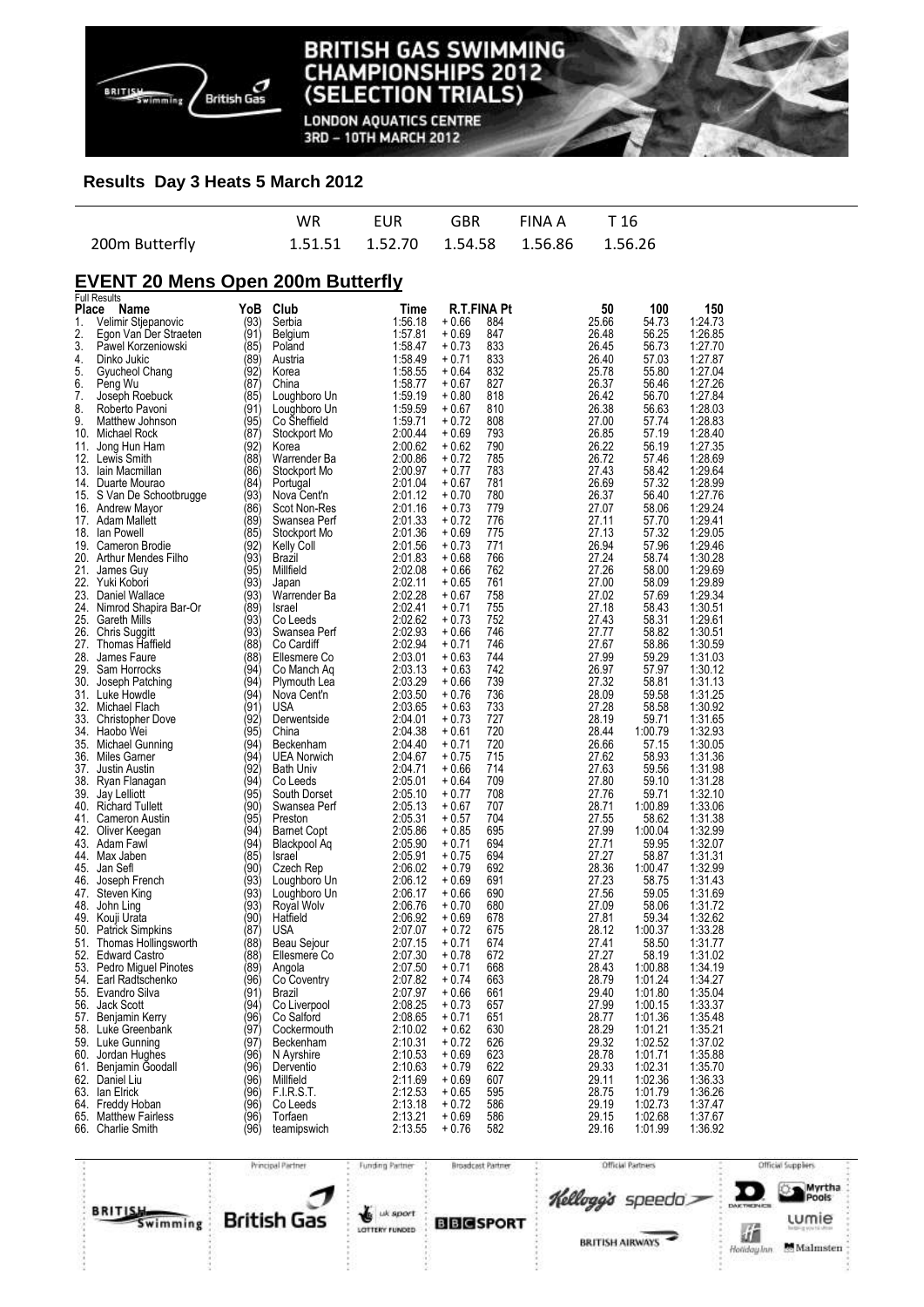# BRITISH GAS SWIMMING CHAMPIONSHIPS 2012 (SELECTION TRIALS)

LONDON AQUATICS CENTRE
3RD – 10TH MARCH 2012

## Results Day 3 Heats 5 March 2012

| | WR | EUR | GBR | FINA A | T 16 |
|---|---|---|---|---|---|
| 200m Butterfly | 1.51.51 | 1.52.70 | 1.54.58 | 1.56.86 | 1.56.26 |

## EVENT 20 Mens Open 200m Butterfly

Full Results

| Place | Name | YoB | Club | Time | R.T. | FINA Pt | 50 | 100 | 150 |
|---|---|---|---|---|---|---|---|---|---|
| 1. | Velimir Stjepanovic | (93) | Serbia | 1:56.18 | + 0.66 | 884 | 25.66 | 54.73 | 1:24.73 |
| 2. | Egon Van Der Straeten | (91) | Belgium | 1:57.81 | + 0.69 | 847 | 26.48 | 56.25 | 1:26.85 |
| 3. | Pawel Korzeniowski | (85) | Poland | 1:58.47 | + 0.73 | 833 | 26.45 | 56.73 | 1:27.70 |
| 4. | Dinko Jukic | (89) | Austria | 1:58.49 | + 0.71 | 833 | 26.40 | 57.03 | 1:27.87 |
| 5. | Gyucheol Chang | (92) | Korea | 1:58.55 | + 0.64 | 832 | 25.78 | 55.80 | 1:27.04 |
| 6. | Peng Wu | (87) | China | 1:58.77 | + 0.67 | 827 | 26.37 | 56.46 | 1:27.26 |
| 7. | Joseph Roebuck | (85) | Loughboro Un | 1:59.19 | + 0.80 | 818 | 26.42 | 56.70 | 1:27.84 |
| 8. | Roberto Pavoni | (91) | Loughboro Un | 1:59.59 | + 0.67 | 810 | 26.38 | 56.63 | 1:28.03 |
| 9. | Matthew Johnson | (95) | Co Sheffield | 1:59.71 | + 0.72 | 808 | 27.00 | 57.74 | 1:28.83 |
| 10. | Michael Rock | (87) | Stockport Mo | 2:00.44 | + 0.69 | 793 | 26.85 | 57.19 | 1:28.40 |
| 11. | Jong Hun Ham | (92) | Korea | 2:00.62 | + 0.62 | 790 | 26.22 | 56.19 | 1:27.35 |
| 12. | Lewis Smith | (88) | Warrender Ba | 2:00.86 | + 0.72 | 785 | 26.72 | 57.46 | 1:28.69 |
| 13. | Iain Macmillan | (86) | Stockport Mo | 2:00.97 | + 0.77 | 783 | 27.43 | 58.42 | 1:29.64 |
| 14. | Duarte Mourao | (84) | Portugal | 2:01.04 | + 0.67 | 781 | 26.69 | 57.32 | 1:28.99 |
| 15. | S Van De Schootbrugge | (93) | Nova Cent'n | 2:01.12 | + 0.70 | 780 | 26.37 | 56.40 | 1:27.76 |
| 16. | Andrew Mayor | (86) | Scot Non-Res | 2:01.16 | + 0.73 | 779 | 27.07 | 58.06 | 1:29.24 |
| 17. | Adam Mallett | (89) | Swansea Perf | 2:01.33 | + 0.72 | 776 | 27.11 | 57.70 | 1:29.41 |
| 18. | Ian Powell | (85) | Stockport Mo | 2:01.36 | + 0.69 | 775 | 27.13 | 57.32 | 1:29.05 |
| 19. | Cameron Brodie | (92) | Kelly Coll | 2:01.56 | + 0.73 | 771 | 26.94 | 57.96 | 1:29.46 |
| 20. | Arthur Mendes Filho | (93) | Brazil | 2:01.83 | + 0.68 | 766 | 27.24 | 58.74 | 1:30.28 |
| 21. | James Guy | (95) | Millfield | 2:02.08 | + 0.66 | 762 | 27.26 | 58.00 | 1:29.69 |
| 22. | Yuki Kobori | (93) | Japan | 2:02.11 | + 0.65 | 761 | 27.00 | 58.09 | 1:29.89 |
| 23. | Daniel Wallace | (93) | Warrender Ba | 2:02.28 | + 0.67 | 758 | 27.02 | 57.69 | 1:29.34 |
| 24. | Nimrod Shapira Bar-Or | (89) | Israel | 2:02.41 | + 0.71 | 755 | 27.18 | 58.43 | 1:30.51 |
| 25. | Gareth Mills | (93) | Co Leeds | 2:02.62 | + 0.73 | 752 | 27.43 | 58.31 | 1:29.61 |
| 26. | Chris Suggitt | (93) | Swansea Perf | 2:02.93 | + 0.66 | 746 | 27.77 | 58.82 | 1:30.51 |
| 27. | Thomas Haffield | (88) | Co Cardiff | 2:02.94 | + 0.71 | 746 | 27.67 | 58.86 | 1:30.59 |
| 28. | James Faure | (88) | Ellesmere Co | 2:03.01 | + 0.63 | 744 | 27.99 | 59.29 | 1:31.03 |
| 29. | Sam Horrocks | (94) | Co Manch Aq | 2:03.13 | + 0.63 | 742 | 26.97 | 57.97 | 1:30.12 |
| 30. | Joseph Patching | (94) | Plymouth Lea | 2:03.29 | + 0.66 | 739 | 27.32 | 58.81 | 1:31.13 |
| 31. | Luke Howdle | (94) | Nova Cent'n | 2:03.50 | + 0.76 | 736 | 28.09 | 59.58 | 1:31.25 |
| 32. | Michael Flach | (91) | USA | 2:03.65 | + 0.63 | 733 | 27.28 | 58.58 | 1:30.92 |
| 33. | Christopher Dove | (92) | Derwentside | 2:04.01 | + 0.73 | 727 | 28.19 | 59.71 | 1:31.65 |
| 34. | Haobo Wei | (95) | China | 2:04.38 | + 0.61 | 720 | 28.44 | 1:00.79 | 1:32.93 |
| 35. | Michael Gunning | (94) | Beckenham | 2:04.40 | + 0.71 | 720 | 26.66 | 57.15 | 1:30.05 |
| 36. | Miles Garner | (94) | UEA Norwich | 2:04.67 | + 0.75 | 715 | 27.62 | 58.93 | 1:31.36 |
| 37. | Justin Austin | (92) | Bath Univ | 2:04.71 | + 0.66 | 714 | 27.63 | 59.56 | 1:31.98 |
| 38. | Ryan Flanagan | (94) | Co Leeds | 2:05.01 | + 0.64 | 709 | 27.80 | 59.10 | 1:31.28 |
| 39. | Jay Lelliott | (95) | South Dorset | 2:05.10 | + 0.77 | 708 | 27.76 | 59.71 | 1:32.10 |
| 40. | Richard Tullett | (90) | Swansea Perf | 2:05.13 | + 0.67 | 707 | 28.71 | 1:00.89 | 1:33.06 |
| 41. | Cameron Austin | (95) | Preston | 2:05.31 | + 0.57 | 704 | 27.55 | 58.62 | 1:31.38 |
| 42. | Oliver Keegan | (94) | Barnet Copt | 2:05.86 | + 0.85 | 695 | 27.99 | 1:00.04 | 1:32.99 |
| 43. | Adam Fawl | (94) | Blackpool Aq | 2:05.90 | + 0.71 | 694 | 27.71 | 59.95 | 1:32.07 |
| 44. | Max Jaben | (85) | Israel | 2:05.91 | + 0.75 | 694 | 27.27 | 58.87 | 1:31.31 |
| 45. | Jan Sefl | (90) | Czech Rep | 2:06.02 | + 0.79 | 692 | 28.36 | 1:00.47 | 1:32.99 |
| 46. | Joseph French | (93) | Loughboro Un | 2:06.12 | + 0.69 | 691 | 27.23 | 58.75 | 1:31.43 |
| 47. | Steven King | (93) | Loughboro Un | 2:06.17 | + 0.66 | 690 | 27.56 | 59.05 | 1:31.69 |
| 48. | John Ling | (93) | Royal Wolv | 2:06.76 | + 0.70 | 680 | 27.09 | 58.06 | 1:31.72 |
| 49. | Kouji Urata | (90) | Hatfield | 2:06.92 | + 0.69 | 678 | 27.81 | 59.34 | 1:32.62 |
| 50. | Patrick Simpkins | (87) | USA | 2:07.07 | + 0.72 | 675 | 28.12 | 1:00.37 | 1:33.28 |
| 51. | Thomas Hollingsworth | (88) | Beau Sejour | 2:07.15 | + 0.71 | 674 | 27.41 | 58.50 | 1:31.77 |
| 52. | Edward Castro | (88) | Ellesmere Co | 2:07.30 | + 0.78 | 672 | 27.27 | 58.19 | 1:31.02 |
| 53. | Pedro Miguel Pinotes | (89) | Angola | 2:07.50 | + 0.71 | 668 | 28.43 | 1:00.88 | 1:34.19 |
| 54. | Earl Radtschenko | (96) | Co Coventry | 2:07.82 | + 0.74 | 663 | 28.79 | 1:01.24 | 1:34.27 |
| 55. | Evandro Silva | (91) | Brazil | 2:07.97 | + 0.66 | 661 | 29.40 | 1:01.80 | 1:35.04 |
| 56. | Jack Scott | (94) | Co Liverpool | 2:08.25 | + 0.73 | 657 | 27.99 | 1:00.15 | 1:33.37 |
| 57. | Benjamin Kerry | (96) | Co Salford | 2:08.65 | + 0.71 | 651 | 28.77 | 1:01.36 | 1:35.48 |
| 58. | Luke Greenbank | (97) | Cockermouth | 2:10.02 | + 0.62 | 630 | 28.29 | 1:01.21 | 1:35.21 |
| 59. | Luke Gunning | (97) | Beckenham | 2:10.31 | + 0.72 | 626 | 29.32 | 1:02.52 | 1:37.02 |
| 60. | Jordan Hughes | (96) | N Ayrshire | 2:10.53 | + 0.69 | 623 | 28.78 | 1:01.71 | 1:35.88 |
| 61. | Benjamin Goodall | (96) | Derventio | 2:10.63 | + 0.79 | 622 | 29.33 | 1:02.31 | 1:35.70 |
| 62. | Daniel Liu | (96) | Millfield | 2:11.69 | + 0.69 | 607 | 29.11 | 1:02.36 | 1:36.33 |
| 63. | Ian Elrick | (96) | F.I.R.S.T. | 2:12.53 | + 0.65 | 595 | 28.75 | 1:01.79 | 1:36.26 |
| 64. | Freddy Hoban | (96) | Co Leeds | 2:13.18 | + 0.72 | 586 | 29.19 | 1:02.73 | 1:37.47 |
| 65. | Matthew Fairless | (96) | Torfaen | 2:13.21 | + 0.69 | 586 | 29.15 | 1:02.68 | 1:37.67 |
| 66. | Charlie Smith | (96) | teamipswich | 2:13.55 | + 0.76 | 582 | 29.16 | 1:01.99 | 1:36.92 |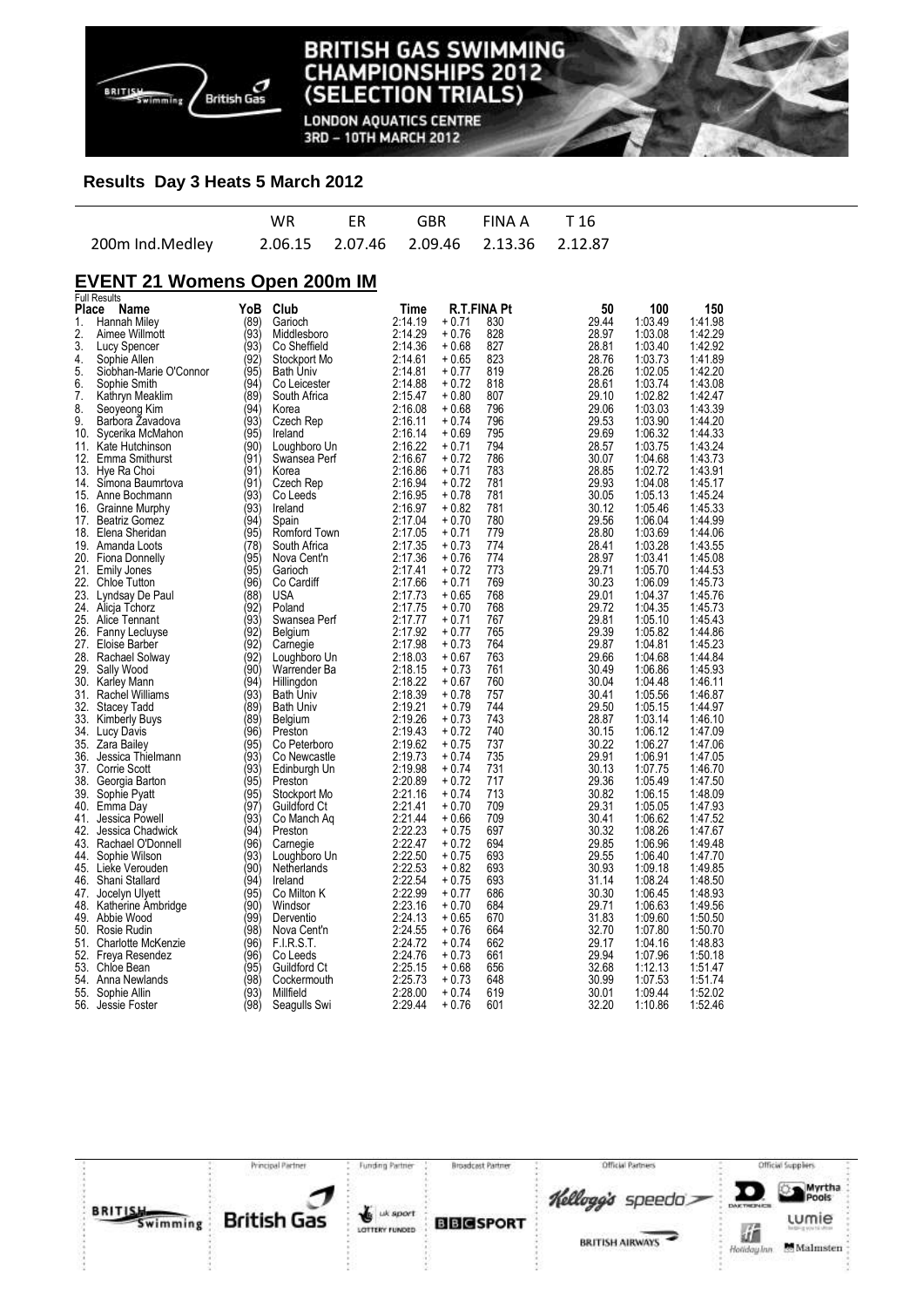# BRITISH GAS SWIMMING CHAMPIONSHIPS 2012 (SELECTION TRIALS)

LONDON AQUATICS CENTRE
3RD – 10TH MARCH 2012

**Results Day 3 Heats 5 March 2012**

| | WR | ER | GBR | FINA A | T 16 |
|---|---|---|---|---|---|
| 200m Ind.Medley | 2.06.15 | 2.07.46 | 2.09.46 | 2.13.36 | 2.12.87 |

## EVENT 21 Womens Open 200m IM

Full Results

| Place | Name | YoB | Club | Time | R.T. | FINA Pt | 50 | 100 | 150 |
|---|---|---|---|---|---|---|---|---|---|
| 1. | Hannah Miley | (89) | Garioch | 2:14.19 | + 0.71 | 830 | 29.44 | 1:03.49 | 1:41.98 |
| 2. | Aimee Willmott | (93) | Middlesboro | 2:14.29 | + 0.76 | 828 | 28.97 | 1:03.08 | 1:42.29 |
| 3. | Lucy Spencer | (93) | Co Sheffield | 2:14.36 | + 0.68 | 827 | 28.81 | 1:03.40 | 1:42.92 |
| 4. | Sophie Allen | (92) | Stockport Mo | 2:14.61 | + 0.65 | 823 | 28.76 | 1:03.73 | 1:41.89 |
| 5. | Siobhan-Marie O'Connor | (95) | Bath Univ | 2:14.81 | + 0.77 | 819 | 28.26 | 1:02.05 | 1:42.20 |
| 6. | Sophie Smith | (94) | Co Leicester | 2:14.88 | + 0.72 | 818 | 28.61 | 1:03.74 | 1:43.08 |
| 7. | Kathryn Meaklim | (89) | South Africa | 2:15.47 | + 0.80 | 807 | 29.10 | 1:02.82 | 1:42.47 |
| 8. | Seoyeong Kim | (94) | Korea | 2:16.08 | + 0.68 | 796 | 29.06 | 1:03.03 | 1:43.39 |
| 9. | Barbora Zavadova | (93) | Czech Rep | 2:16.11 | + 0.74 | 796 | 29.53 | 1:03.90 | 1:44.20 |
| 10. | Sycerika McMahon | (95) | Ireland | 2:16.14 | + 0.69 | 795 | 29.69 | 1:06.32 | 1:44.33 |
| 11. | Kate Hutchinson | (90) | Loughboro Un | 2:16.22 | + 0.71 | 794 | 28.57 | 1:03.75 | 1:43.24 |
| 12. | Emma Smithurst | (91) | Swansea Perf | 2:16.67 | + 0.72 | 786 | 30.07 | 1:04.68 | 1:43.73 |
| 13. | Hye Ra Choi | (91) | Korea | 2:16.86 | + 0.71 | 783 | 28.85 | 1:02.72 | 1:43.91 |
| 14. | Simona Baumrtova | (91) | Czech Rep | 2:16.94 | + 0.72 | 781 | 29.93 | 1:04.08 | 1:45.17 |
| 15. | Anne Bochmann | (93) | Co Leeds | 2:16.95 | + 0.78 | 781 | 30.05 | 1:05.13 | 1:45.24 |
| 16. | Grainne Murphy | (93) | Ireland | 2:16.97 | + 0.82 | 781 | 30.12 | 1:05.46 | 1:45.33 |
| 17. | Beatriz Gomez | (94) | Spain | 2:17.04 | + 0.70 | 780 | 29.56 | 1:06.04 | 1:44.99 |
| 18. | Elena Sheridan | (95) | Romford Town | 2:17.05 | + 0.71 | 779 | 28.80 | 1:03.69 | 1:44.06 |
| 19. | Amanda Loots | (78) | South Africa | 2:17.35 | + 0.73 | 774 | 28.41 | 1:03.28 | 1:43.55 |
| 20. | Fiona Donnelly | (95) | Nova Cent'n | 2:17.36 | + 0.76 | 774 | 28.97 | 1:03.41 | 1:45.08 |
| 21. | Emily Jones | (95) | Garioch | 2:17.41 | + 0.72 | 773 | 29.71 | 1:05.70 | 1:44.53 |
| 22. | Chloe Tutton | (96) | Co Cardiff | 2:17.66 | + 0.71 | 769 | 30.23 | 1:06.09 | 1:45.73 |
| 23. | Lyndsay De Paul | (88) | USA | 2:17.73 | + 0.65 | 768 | 29.01 | 1:04.37 | 1:45.76 |
| 24. | Alicja Tchorz | (92) | Poland | 2:17.75 | + 0.70 | 768 | 29.72 | 1:04.35 | 1:45.73 |
| 25. | Alice Tennant | (93) | Swansea Perf | 2:17.77 | + 0.71 | 767 | 29.81 | 1:05.10 | 1:45.43 |
| 26. | Fanny Lecluyse | (92) | Belgium | 2:17.92 | + 0.77 | 765 | 29.39 | 1:05.82 | 1:44.86 |
| 27. | Eloise Barber | (92) | Carnegie | 2:17.98 | + 0.73 | 764 | 29.87 | 1:04.81 | 1:45.23 |
| 28. | Rachael Solway | (92) | Loughboro Un | 2:18.03 | + 0.67 | 763 | 29.66 | 1:04.68 | 1:44.84 |
| 29. | Sally Wood | (90) | Warrender Ba | 2:18.15 | + 0.73 | 761 | 30.49 | 1:06.86 | 1:45.93 |
| 30. | Karley Mann | (94) | Hillingdon | 2:18.22 | + 0.67 | 760 | 30.04 | 1:04.48 | 1:46.11 |
| 31. | Rachel Williams | (93) | Bath Univ | 2:18.39 | + 0.78 | 757 | 30.41 | 1:05.56 | 1:46.87 |
| 32. | Stacey Tadd | (89) | Bath Univ | 2:19.21 | + 0.79 | 744 | 29.50 | 1:05.15 | 1:44.97 |
| 33. | Kimberly Buys | (89) | Belgium | 2:19.26 | + 0.73 | 743 | 28.87 | 1:03.14 | 1:46.10 |
| 34. | Lucy Davis | (96) | Preston | 2:19.43 | + 0.72 | 740 | 30.15 | 1:06.12 | 1:47.09 |
| 35. | Zara Bailey | (95) | Co Peterboro | 2:19.62 | + 0.75 | 737 | 30.22 | 1:06.27 | 1:47.06 |
| 36. | Jessica Thielmann | (93) | Co Newcastle | 2:19.73 | + 0.74 | 735 | 29.91 | 1:06.91 | 1:47.05 |
| 37. | Corrie Scott | (93) | Edinburgh Un | 2:19.98 | + 0.74 | 731 | 30.13 | 1:07.75 | 1:46.70 |
| 38. | Georgia Barton | (95) | Preston | 2:20.89 | + 0.72 | 717 | 29.36 | 1:05.49 | 1:47.50 |
| 39. | Sophie Pyatt | (95) | Stockport Mo | 2:21.16 | + 0.74 | 713 | 30.82 | 1:06.15 | 1:48.09 |
| 40. | Emma Day | (97) | Guildford Ct | 2:21.41 | + 0.70 | 709 | 29.31 | 1:05.05 | 1:47.93 |
| 41. | Jessica Powell | (93) | Co Manch Aq | 2:21.44 | + 0.66 | 709 | 30.41 | 1:06.62 | 1:47.52 |
| 42. | Jessica Chadwick | (94) | Preston | 2:22.23 | + 0.75 | 697 | 30.32 | 1:08.26 | 1:47.67 |
| 43. | Rachael O'Donnell | (96) | Carnegie | 2:22.47 | + 0.72 | 694 | 29.85 | 1:06.96 | 1:49.48 |
| 44. | Sophie Wilson | (93) | Loughboro Un | 2:22.50 | + 0.75 | 693 | 29.55 | 1:06.40 | 1:47.70 |
| 45. | Lieke Verouden | (90) | Netherlands | 2:22.53 | + 0.82 | 693 | 30.93 | 1:09.18 | 1:49.85 |
| 46. | Shani Stallard | (94) | Ireland | 2:22.54 | + 0.75 | 693 | 31.14 | 1:08.24 | 1:48.50 |
| 47. | Jocelyn Ulyett | (95) | Co Milton K | 2:22.99 | + 0.77 | 686 | 30.30 | 1:06.45 | 1:48.93 |
| 48. | Katherine Ambridge | (90) | Windsor | 2:23.16 | + 0.70 | 684 | 29.71 | 1:06.63 | 1:49.56 |
| 49. | Abbie Wood | (99) | Derventio | 2:24.13 | + 0.65 | 670 | 31.83 | 1:09.60 | 1:50.50 |
| 50. | Rosie Rudin | (98) | Nova Cent'n | 2:24.55 | + 0.76 | 664 | 32.70 | 1:07.80 | 1:50.70 |
| 51. | Charlotte McKenzie | (96) | F.I.R.S.T. | 2:24.72 | + 0.74 | 662 | 29.17 | 1:04.16 | 1:48.83 |
| 52. | Freya Resendez | (96) | Co Leeds | 2:24.76 | + 0.73 | 661 | 29.94 | 1:07.96 | 1:50.18 |
| 53. | Chloe Bean | (95) | Guildford Ct | 2:25.15 | + 0.68 | 656 | 32.68 | 1:12.13 | 1:51.47 |
| 54. | Anna Newlands | (98) | Cockermouth | 2:25.73 | + 0.73 | 648 | 30.99 | 1:07.53 | 1:51.74 |
| 55. | Sophie Allin | (93) | Millfield | 2:28.00 | + 0.74 | 619 | 30.01 | 1:09.44 | 1:52.02 |
| 56. | Jessie Foster | (98) | Seagulls Swi | 2:29.44 | + 0.76 | 601 | 32.20 | 1:10.86 | 1:52.46 |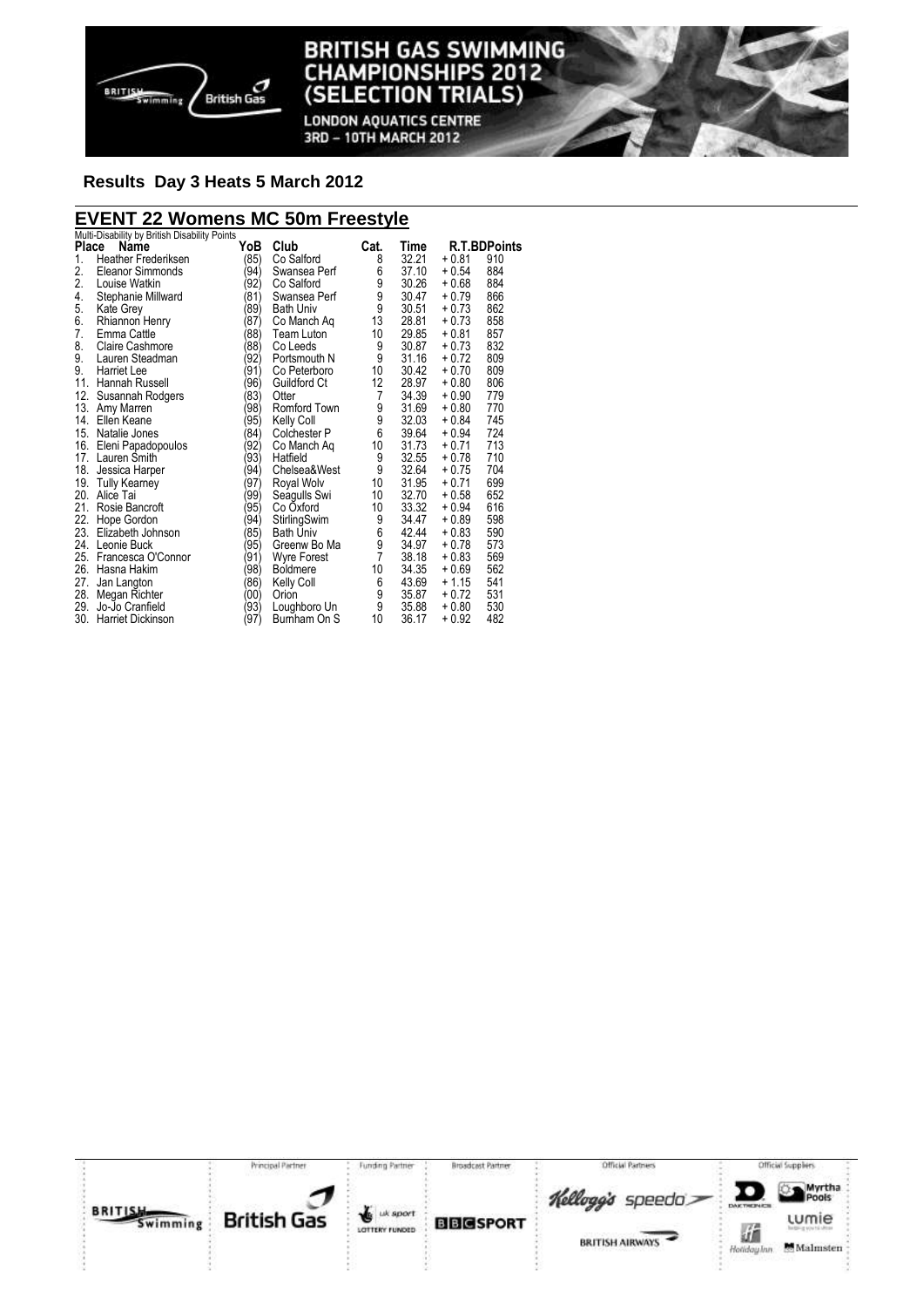**Results Day 3 Heats 5 March 2012**

## EVENT 22 Womens MC 50m Freestyle

Multi-Disability by British Disability Points

| Place | Name | YoB | Club | Cat. | Time | R.T. | BDPoints |
|---|---|---|---|---|---|---|---|
| 1. | Heather Frederiksen | (85) | Co Salford | 8 | 32.21 | + 0.81 | 910 |
| 2. | Eleanor Simmonds | (94) | Swansea Perf | 6 | 37.10 | + 0.54 | 884 |
| 2. | Louise Watkin | (92) | Co Salford | 9 | 30.26 | + 0.68 | 884 |
| 4. | Stephanie Millward | (81) | Swansea Perf | 9 | 30.47 | + 0.79 | 866 |
| 5. | Kate Grey | (89) | Bath Univ | 9 | 30.51 | + 0.73 | 862 |
| 6. | Rhiannon Henry | (87) | Co Manch Aq | 13 | 28.81 | + 0.73 | 858 |
| 7. | Emma Cattle | (88) | Team Luton | 10 | 29.85 | + 0.81 | 857 |
| 8. | Claire Cashmore | (88) | Co Leeds | 9 | 30.87 | + 0.73 | 832 |
| 9. | Lauren Steadman | (92) | Portsmouth N | 9 | 31.16 | + 0.72 | 809 |
| 9. | Harriet Lee | (91) | Co Peterboro | 10 | 30.42 | + 0.70 | 809 |
| 11. | Hannah Russell | (96) | Guildford Ct | 12 | 28.97 | + 0.80 | 806 |
| 12. | Susannah Rodgers | (83) | Otter | 7 | 34.39 | + 0.90 | 779 |
| 13. | Amy Marren | (98) | Romford Town | 9 | 31.69 | + 0.80 | 770 |
| 14. | Ellen Keane | (95) | Kelly Coll | 9 | 32.03 | + 0.84 | 745 |
| 15. | Natalie Jones | (84) | Colchester P | 6 | 39.64 | + 0.94 | 724 |
| 16. | Eleni Papadopoulos | (92) | Co Manch Aq | 10 | 31.73 | + 0.71 | 713 |
| 17. | Lauren Smith | (93) | Hatfield | 9 | 32.55 | + 0.78 | 710 |
| 18. | Jessica Harper | (94) | Chelsea&West | 9 | 32.64 | + 0.75 | 704 |
| 19. | Tully Kearney | (97) | Royal Wolv | 10 | 31.95 | + 0.71 | 699 |
| 20. | Alice Tai | (99) | Seagulls Swi | 10 | 32.70 | + 0.58 | 652 |
| 21. | Rosie Bancroft | (95) | Co Oxford | 10 | 33.32 | + 0.94 | 616 |
| 22. | Hope Gordon | (94) | StirlingSwim | 9 | 34.47 | + 0.89 | 598 |
| 23. | Elizabeth Johnson | (85) | Bath Univ | 6 | 42.44 | + 0.83 | 590 |
| 24. | Leonie Buck | (95) | Greenw Bo Ma | 9 | 34.97 | + 0.78 | 573 |
| 25. | Francesca O'Connor | (91) | Wyre Forest | 7 | 38.18 | + 0.83 | 569 |
| 26. | Hasna Hakim | (98) | Boldmere | 10 | 34.35 | + 0.69 | 562 |
| 27. | Jan Langton | (86) | Kelly Coll | 6 | 43.69 | + 1.15 | 541 |
| 28. | Megan Richter | (00) | Orion | 9 | 35.87 | + 0.72 | 531 |
| 29. | Jo-Jo Cranfield | (93) | Loughboro Un | 9 | 35.88 | + 0.80 | 530 |
| 30. | Harriet Dickinson | (97) | Burnham On S | 10 | 36.17 | + 0.92 | 482 |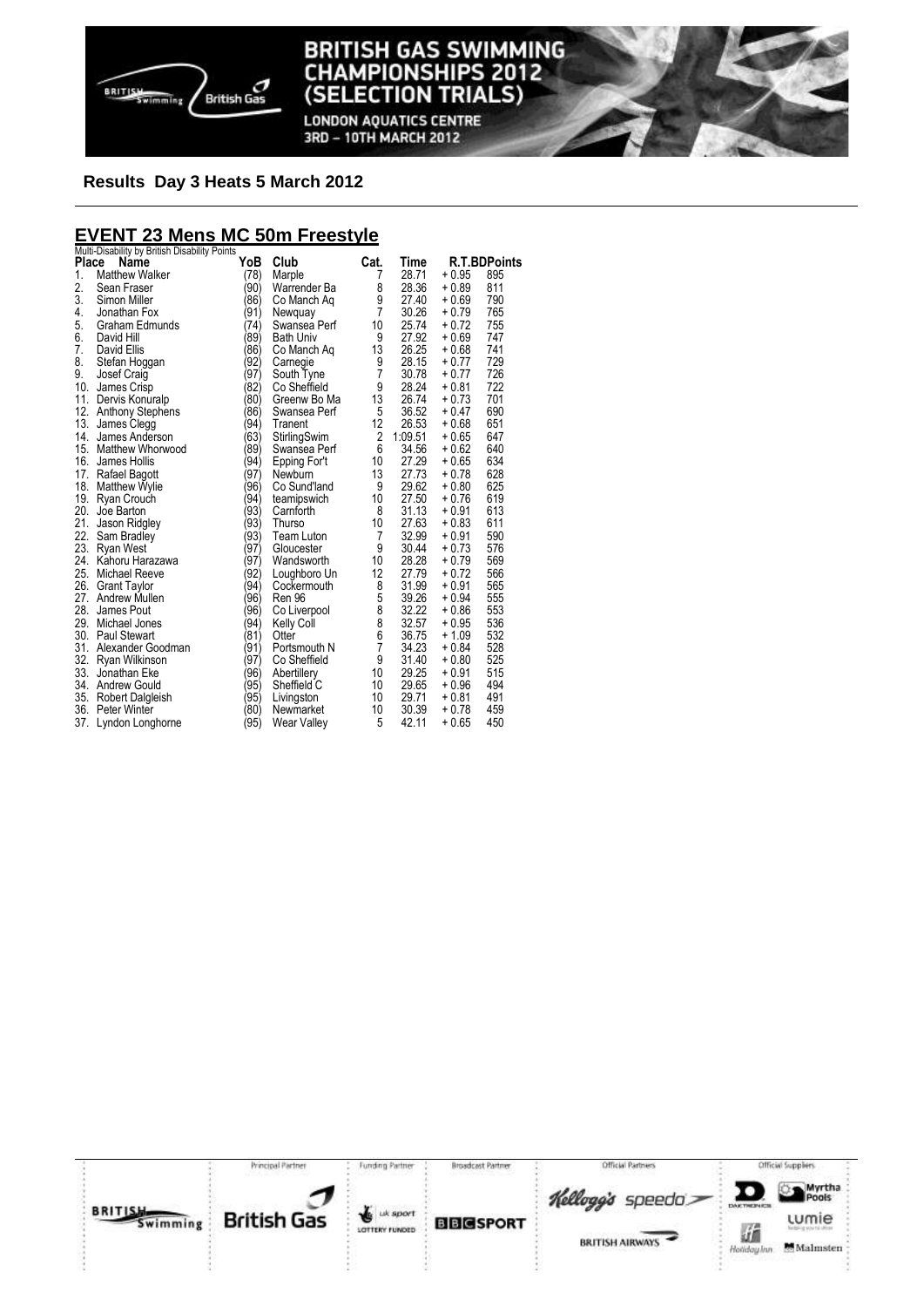**Results Day 3 Heats 5 March 2012**

## EVENT 23 Mens MC 50m Freestyle

Multi-Disability by British Disability Points

| Place | Name | YoB | Club | Cat. | Time | R.T. | BDPoints |
|---|---|---|---|---|---|---|---|
| 1. | Matthew Walker | (78) | Marple | 7 | 28.71 | + 0.95 | 895 |
| 2. | Sean Fraser | (90) | Warrender Ba | 8 | 28.36 | + 0.89 | 811 |
| 3. | Simon Miller | (86) | Co Manch Aq | 9 | 27.40 | + 0.69 | 790 |
| 4. | Jonathan Fox | (91) | Newquay | 7 | 30.26 | + 0.79 | 765 |
| 5. | Graham Edmunds | (74) | Swansea Perf | 10 | 25.74 | + 0.72 | 755 |
| 6. | David Hill | (89) | Bath Univ | 9 | 27.92 | + 0.69 | 747 |
| 7. | David Ellis | (86) | Co Manch Aq | 13 | 26.25 | + 0.68 | 741 |
| 8. | Stefan Hoggan | (92) | Carnegie | 9 | 28.15 | + 0.77 | 729 |
| 9. | Josef Craig | (97) | South Tyne | 7 | 30.78 | + 0.77 | 726 |
| 10. | James Crisp | (82) | Co Sheffield | 9 | 28.24 | + 0.81 | 722 |
| 11. | Dervis Konuralp | (80) | Greenw Bo Ma | 13 | 26.74 | + 0.73 | 701 |
| 12. | Anthony Stephens | (86) | Swansea Perf | 5 | 36.52 | + 0.47 | 690 |
| 13. | James Clegg | (94) | Tranent | 12 | 26.53 | + 0.68 | 651 |
| 14. | James Anderson | (63) | StirlingSwim | 2 | 1:09.51 | + 0.65 | 647 |
| 15. | Matthew Whorwood | (89) | Swansea Perf | 6 | 34.56 | + 0.62 | 640 |
| 16. | James Hollis | (94) | Epping For't | 10 | 27.29 | + 0.65 | 634 |
| 17. | Rafael Bagott | (97) | Newburn | 13 | 27.73 | + 0.78 | 628 |
| 18. | Matthew Wylie | (96) | Co Sund'land | 9 | 29.62 | + 0.80 | 625 |
| 19. | Ryan Crouch | (94) | teamipswich | 10 | 27.50 | + 0.76 | 619 |
| 20. | Joe Barton | (93) | Carnforth | 8 | 31.13 | + 0.91 | 613 |
| 21. | Jason Ridgley | (93) | Thurso | 10 | 27.63 | + 0.83 | 611 |
| 22. | Sam Bradley | (93) | Team Luton | 7 | 32.99 | + 0.91 | 590 |
| 23. | Ryan West | (97) | Gloucester | 9 | 30.44 | + 0.73 | 576 |
| 24. | Kahoru Harazawa | (97) | Wandsworth | 10 | 28.28 | + 0.79 | 569 |
| 25. | Michael Reeve | (92) | Loughboro Un | 12 | 27.79 | + 0.72 | 566 |
| 26. | Grant Taylor | (94) | Cockermouth | 8 | 31.99 | + 0.91 | 565 |
| 27. | Andrew Mullen | (96) | Ren 96 | 5 | 39.26 | + 0.94 | 555 |
| 28. | James Pout | (96) | Co Liverpool | 8 | 32.22 | + 0.86 | 553 |
| 29. | Michael Jones | (94) | Kelly Coll | 8 | 32.57 | + 0.95 | 536 |
| 30. | Paul Stewart | (81) | Otter | 6 | 36.75 | + 1.09 | 532 |
| 31. | Alexander Goodman | (91) | Portsmouth N | 7 | 34.23 | + 0.84 | 528 |
| 32. | Ryan Wilkinson | (97) | Co Sheffield | 9 | 31.40 | + 0.80 | 525 |
| 33. | Jonathan Eke | (96) | Abertillery | 10 | 29.25 | + 0.91 | 515 |
| 34. | Andrew Gould | (95) | Sheffield C | 10 | 29.65 | + 0.96 | 494 |
| 35. | Robert Dalgleish | (95) | Livingston | 10 | 29.71 | + 0.81 | 491 |
| 36. | Peter Winter | (80) | Newmarket | 10 | 30.39 | + 0.78 | 459 |
| 37. | Lyndon Longhorne | (95) | Wear Valley | 5 | 42.11 | + 0.65 | 450 |